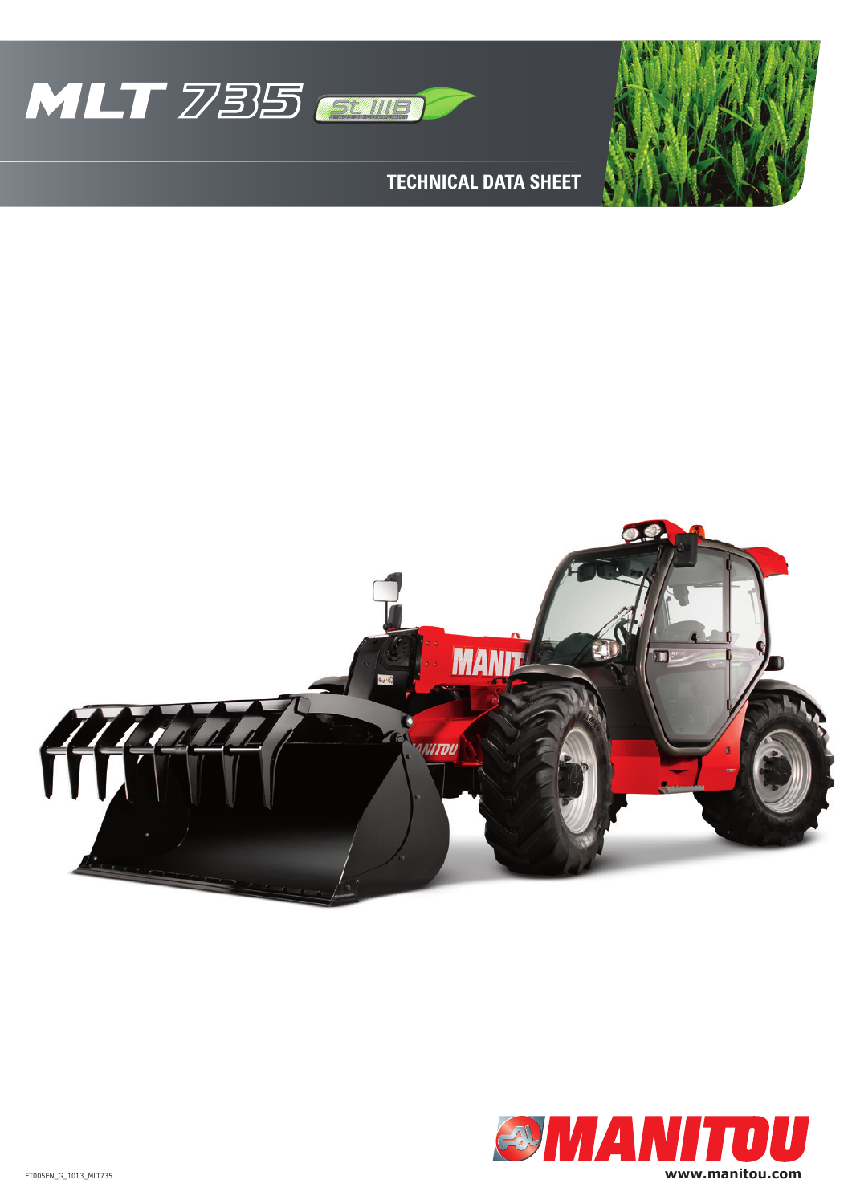# MLT 735

St. IIIB

## TECHNICAL DATA SHEET

MANITOU

www.manitou.com

FT005EN_G_1013_MLT735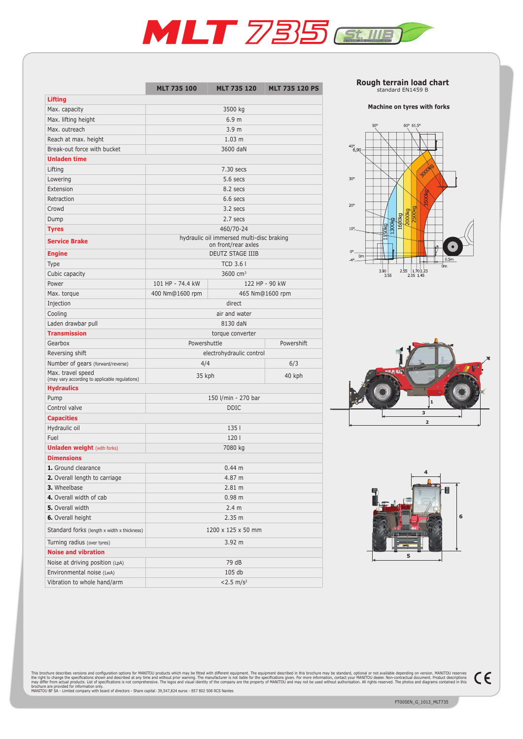# MLT 735 St. IIIB

| | MLT 735 100 | MLT 735 120 | MLT 735 120 PS |
|---|---|---|---|
| **Lifting** | | | |
| Max. capacity | 3500 kg | | |
| Max. lifting height | 6.9 m | | |
| Max. outreach | 3.9 m | | |
| Reach at max. height | 1.03 m | | |
| Break-out force with bucket | 3600 daN | | |
| **Unladen time** | | | |
| Lifting | 7.30 secs | | |
| Lowering | 5.6 secs | | |
| Extension | 8.2 secs | | |
| Retraction | 6.6 secs | | |
| Crowd | 3.2 secs | | |
| Dump | 2.7 secs | | |
| **Tyres** | 460/70-24 | | |
| **Service Brake** | hydraulic oil immersed multi-disc braking on front/rear axles | | |
| **Engine** | DEUTZ STAGE IIIB | | |
| Type | TCD 3.6 l | | |
| Cubic capacity | 3600 cm³ | | |
| Power | 101 HP - 74.4 kW | 122 HP - 90 kW | |
| Max. torque | 400 Nm@1600 rpm | 465 Nm@1600 rpm | |
| Injection | direct | | |
| Cooling | air and water | | |
| Laden drawbar pull | 8130 daN | | |
| **Transmission** | torque converter | | |
| Gearbox | Powershuttle | | Powershift |
| Reversing shift | electrohydraulic control | | |
| Number of gears (forward/reverse) | 4/4 | | 6/3 |
| Max. travel speed (may vary according to applicable regulations) | 35 kph | | 40 kph |
| **Hydraulics** | | | |
| Pump | 150 l/min - 270 bar | | |
| Control valve | DDIC | | |
| **Capacities** | | | |
| Hydraulic oil | 135 l | | |
| Fuel | 120 l | | |
| **Unladen weight** (with forks) | 7080 kg | | |
| **Dimensions** | | | |
| **1.** Ground clearance | 0.44 m | | |
| **2.** Overall length to carriage | 4.87 m | | |
| **3.** Wheelbase | 2.81 m | | |
| **4.** Overall width of cab | 0.98 m | | |
| **5.** Overall width | 2.4 m | | |
| **6.** Overall height | 2.35 m | | |
| Standard forks (length x width x thickness) | 1200 x 125 x 50 mm | | |
| Turning radius (over tyres) | 3.92 m | | |
| **Noise and vibration** | | | |
| Noise at driving position (LpA) | 79 dB | | |
| Environmental noise (LwA) | 105 db | | |
| Vibration to whole hand/arm | <2.5 m/s² | | |

## Rough terrain load chart
standard EN1459 B

**Machine on tyres with forks**

50° 60° 61.5°
40° 6,90
30° 20° 10° 0° -4°
3000kg 3500kg 2500kg 2000kg 1600kg 1300kg 1150kg
0m 0.5m 0m
3.90 3.55 2.55 2.05 1.70 1.45 1.23

1 2 3 4 5 6

This brochure describes versions and configuration options for MANITOU products which may be fitted with different equipment. The equipment described in this brochure may be standard, optional or not available depending on version. MANITOU reserves the right to change the specifications shown and described at any time and without prior warning. The manufacturer is not liable for the specifications given. For more information, contact your MANITOU dealer. Non-contractual document. Product descriptions may differ from actual products. List of specifications is not comprehensive. The logos and visual identity of the company are the property of MANITOU and may not be used without authorisation. All rights reserved. The photos and diagrams contained in this brochure are provided for information only.
MANITOU BF SA - Limited company with board of directors - Share capital: 39,547,824 euros - 857 802 508 RCS Nantes

FT005EN_G_1013_MLT735